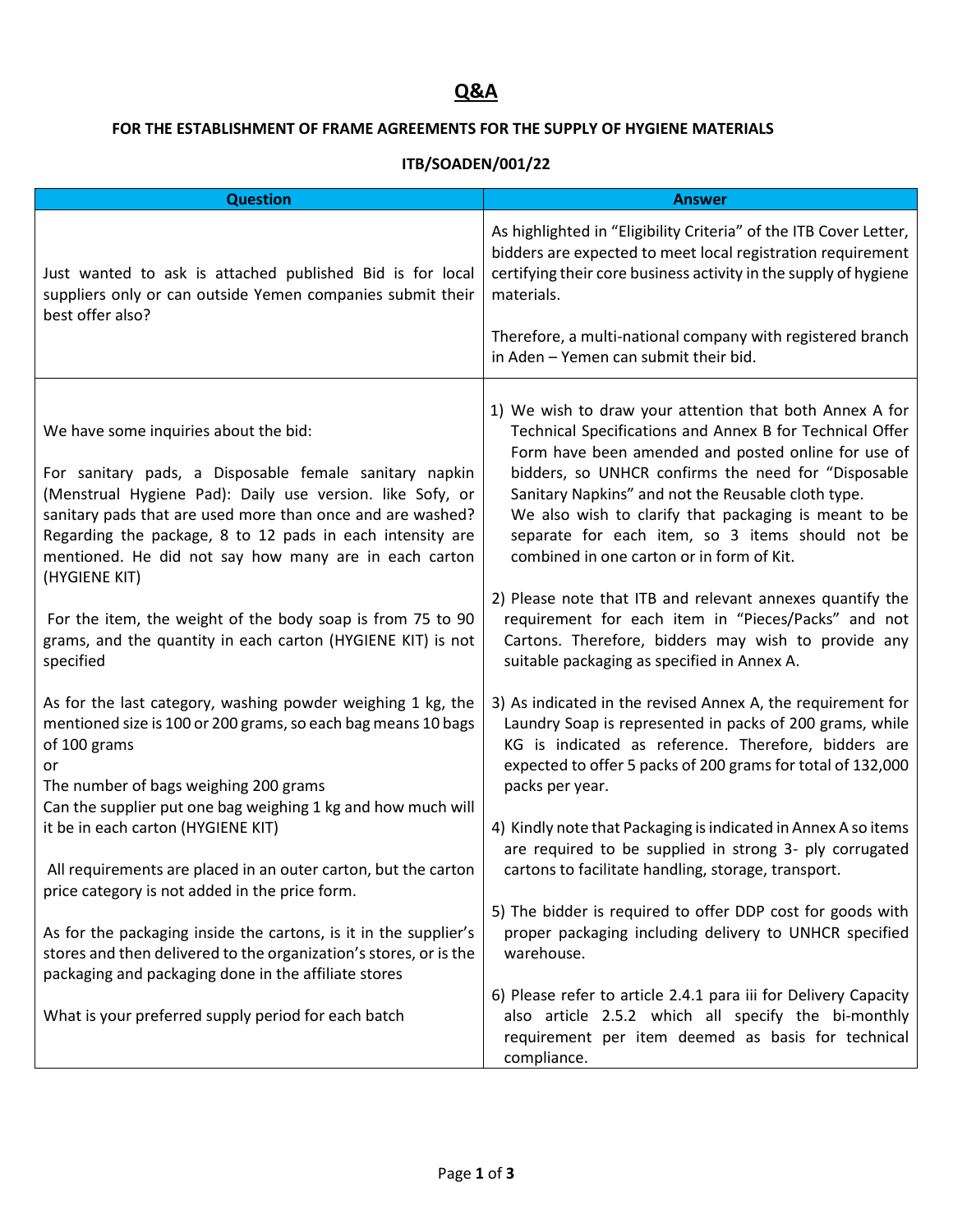# Q&A

## FOR THE ESTABLISHMENT OF FRAME AGREEMENTS FOR THE SUPPLY OF HYGIENE MATERIALS

## ITB/SOADEN/001/22

| Question | Answer |
|---|---|
| Just wanted to ask is attached published Bid is for local suppliers only or can outside Yemen companies submit their best offer also? | As highlighted in "Eligibility Criteria" of the ITB Cover Letter, bidders are expected to meet local registration requirement certifying their core business activity in the supply of hygiene materials.<br><br>Therefore, a multi-national company with registered branch in Aden – Yemen can submit their bid. |
| We have some inquiries about the bid:<br><br>For sanitary pads, a Disposable female sanitary napkin (Menstrual Hygiene Pad): Daily use version. like Sofy, or sanitary pads that are used more than once and are washed? Regarding the package, 8 to 12 pads in each intensity are mentioned. He did not say how many are in each carton (HYGIENE KIT)<br><br>For the item, the weight of the body soap is from 75 to 90 grams, and the quantity in each carton (HYGIENE KIT) is not specified<br><br>As for the last category, washing powder weighing 1 kg, the mentioned size is 100 or 200 grams, so each bag means 10 bags of 100 grams<br>or<br>The number of bags weighing 200 grams<br>Can the supplier put one bag weighing 1 kg and how much will it be in each carton (HYGIENE KIT)<br><br>All requirements are placed in an outer carton, but the carton price category is not added in the price form.<br><br>As for the packaging inside the cartons, is it in the supplier's stores and then delivered to the organization's stores, or is the packaging and packaging done in the affiliate stores<br><br>What is your preferred supply period for each batch | 1) We wish to draw your attention that both Annex A for Technical Specifications and Annex B for Technical Offer Form have been amended and posted online for use of bidders, so UNHCR confirms the need for "Disposable Sanitary Napkins" and not the Reusable cloth type.<br>We also wish to clarify that packaging is meant to be separate for each item, so 3 items should not be combined in one carton or in form of Kit.<br><br>2) Please note that ITB and relevant annexes quantify the requirement for each item in "Pieces/Packs" and not Cartons. Therefore, bidders may wish to provide any suitable packaging as specified in Annex A.<br><br>3) As indicated in the revised Annex A, the requirement for Laundry Soap is represented in packs of 200 grams, while KG is indicated as reference. Therefore, bidders are expected to offer 5 packs of 200 grams for total of 132,000 packs per year.<br><br>4) Kindly note that Packaging is indicated in Annex A so items are required to be supplied in strong 3- ply corrugated cartons to facilitate handling, storage, transport.<br><br>5) The bidder is required to offer DDP cost for goods with proper packaging including delivery to UNHCR specified warehouse.<br><br>6) Please refer to article 2.4.1 para iii for Delivery Capacity also article 2.5.2 which all specify the bi-monthly requirement per item deemed as basis for technical compliance. |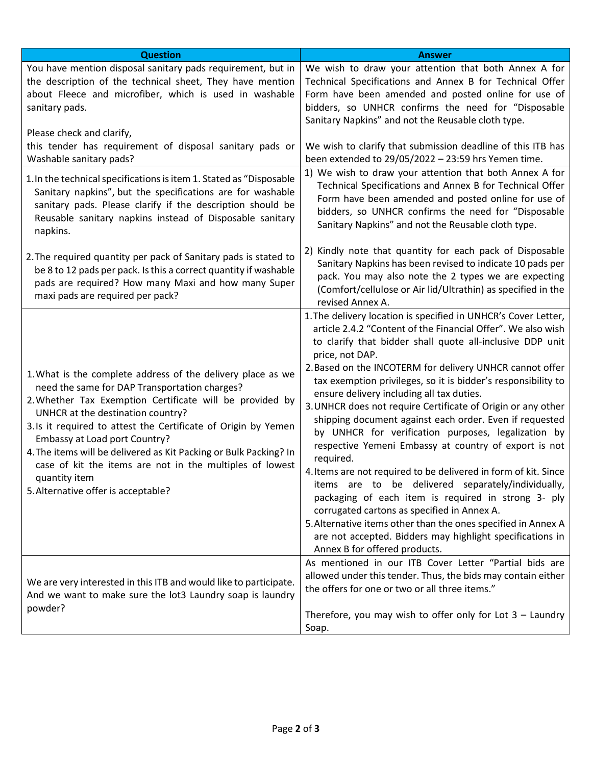| Question | Answer |
| --- | --- |
| You have mention disposal sanitary pads requirement, but in the description of the technical sheet, They have mention about Fleece and microfiber, which is used in washable sanitary pads.<br><br>Please check and clarify,<br>this tender has requirement of disposal sanitary pads or Washable sanitary pads? | We wish to draw your attention that both Annex A for Technical Specifications and Annex B for Technical Offer Form have been amended and posted online for use of bidders, so UNHCR confirms the need for "Disposable Sanitary Napkins" and not the Reusable cloth type.<br><br>We wish to clarify that submission deadline of this ITB has been extended to 29/05/2022 – 23:59 hrs Yemen time. |
| 1. In the technical specifications is item 1. Stated as "Disposable Sanitary napkins", but the specifications are for washable sanitary pads. Please clarify if the description should be Reusable sanitary napkins instead of Disposable sanitary napkins.<br><br>2. The required quantity per pack of Sanitary pads is stated to be 8 to 12 pads per pack. Is this a correct quantity if washable pads are required? How many Maxi and how many Super maxi pads are required per pack? | 1) We wish to draw your attention that both Annex A for Technical Specifications and Annex B for Technical Offer Form have been amended and posted online for use of bidders, so UNHCR confirms the need for "Disposable Sanitary Napkins" and not the Reusable cloth type.<br><br>2) Kindly note that quantity for each pack of Disposable Sanitary Napkins has been revised to indicate 10 pads per pack. You may also note the 2 types we are expecting (Comfort/cellulose or Air lid/Ultrathin) as specified in the revised Annex A. |
| 1. What is the complete address of the delivery place as we need the same for DAP Transportation charges?<br>2. Whether Tax Exemption Certificate will be provided by UNHCR at the destination country?<br>3. Is it required to attest the Certificate of Origin by Yemen Embassy at Load port Country?<br>4. The items will be delivered as Kit Packing or Bulk Packing? In case of kit the items are not in the multiples of lowest quantity item<br>5. Alternative offer is acceptable? | 1. The delivery location is specified in UNHCR's Cover Letter, article 2.4.2 "Content of the Financial Offer". We also wish to clarify that bidder shall quote all-inclusive DDP unit price, not DAP.<br>2. Based on the INCOTERM for delivery UNHCR cannot offer tax exemption privileges, so it is bidder's responsibility to ensure delivery including all tax duties.<br>3. UNHCR does not require Certificate of Origin or any other shipping document against each order. Even if requested by UNHCR for verification purposes, legalization by respective Yemeni Embassy at country of export is not required.<br>4. Items are not required to be delivered in form of kit. Since items are to be delivered separately/individually, packaging of each item is required in strong 3- ply corrugated cartons as specified in Annex A.<br>5. Alternative items other than the ones specified in Annex A are not accepted. Bidders may highlight specifications in Annex B for offered products. |
| We are very interested in this ITB and would like to participate. And we want to make sure the lot3 Laundry soap is laundry powder? | As mentioned in our ITB Cover Letter "Partial bids are allowed under this tender. Thus, the bids may contain either the offers for one or two or all three items."<br><br>Therefore, you may wish to offer only for Lot 3 – Laundry Soap. |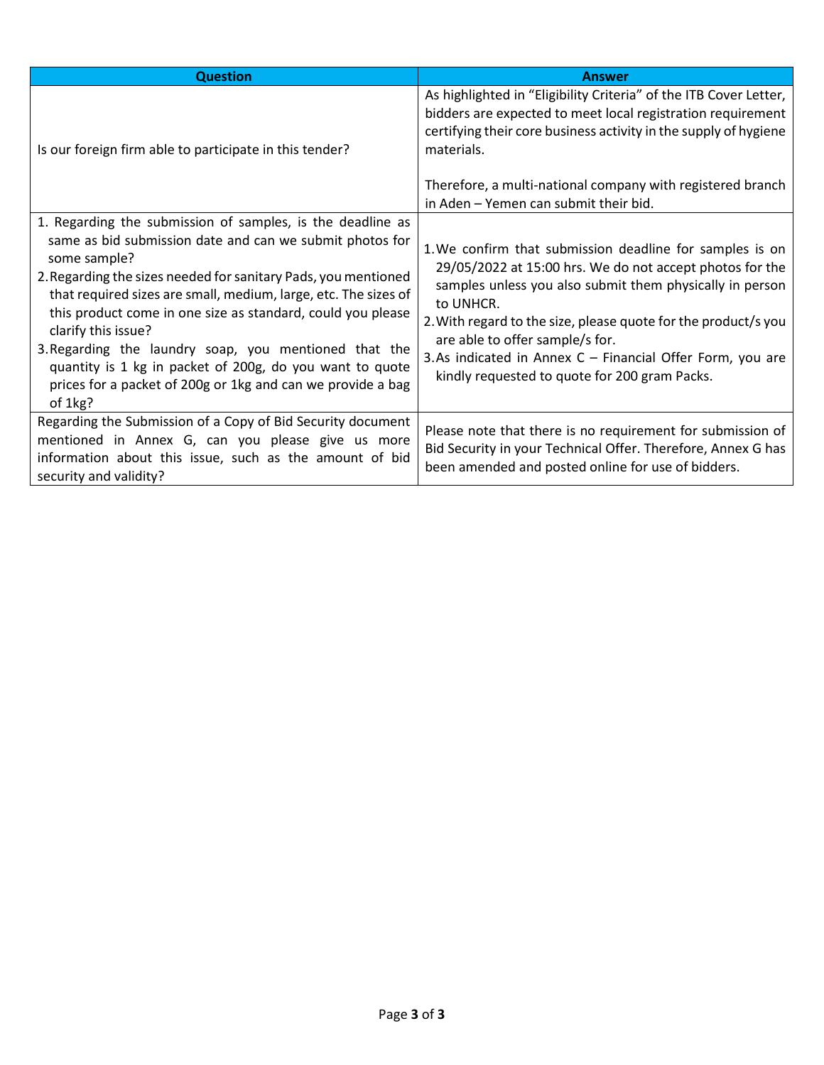| Question | Answer |
| --- | --- |
| Is our foreign firm able to participate in this tender? | As highlighted in "Eligibility Criteria" of the ITB Cover Letter, bidders are expected to meet local registration requirement certifying their core business activity in the supply of hygiene materials.<br><br>Therefore, a multi-national company with registered branch in Aden – Yemen can submit their bid. |
| 1. Regarding the submission of samples, is the deadline as same as bid submission date and can we submit photos for some sample?<br>2. Regarding the sizes needed for sanitary Pads, you mentioned that required sizes are small, medium, large, etc. The sizes of this product come in one size as standard, could you please clarify this issue?<br>3. Regarding the laundry soap, you mentioned that the quantity is 1 kg in packet of 200g, do you want to quote prices for a packet of 200g or 1kg and can we provide a bag of 1kg? | 1. We confirm that submission deadline for samples is on 29/05/2022 at 15:00 hrs. We do not accept photos for the samples unless you also submit them physically in person to UNHCR.<br>2. With regard to the size, please quote for the product/s you are able to offer sample/s for.<br>3. As indicated in Annex C – Financial Offer Form, you are kindly requested to quote for 200 gram Packs. |
| Regarding the Submission of a Copy of Bid Security document mentioned in Annex G, can you please give us more information about this issue, such as the amount of bid security and validity? | Please note that there is no requirement for submission of Bid Security in your Technical Offer. Therefore, Annex G has been amended and posted online for use of bidders. |